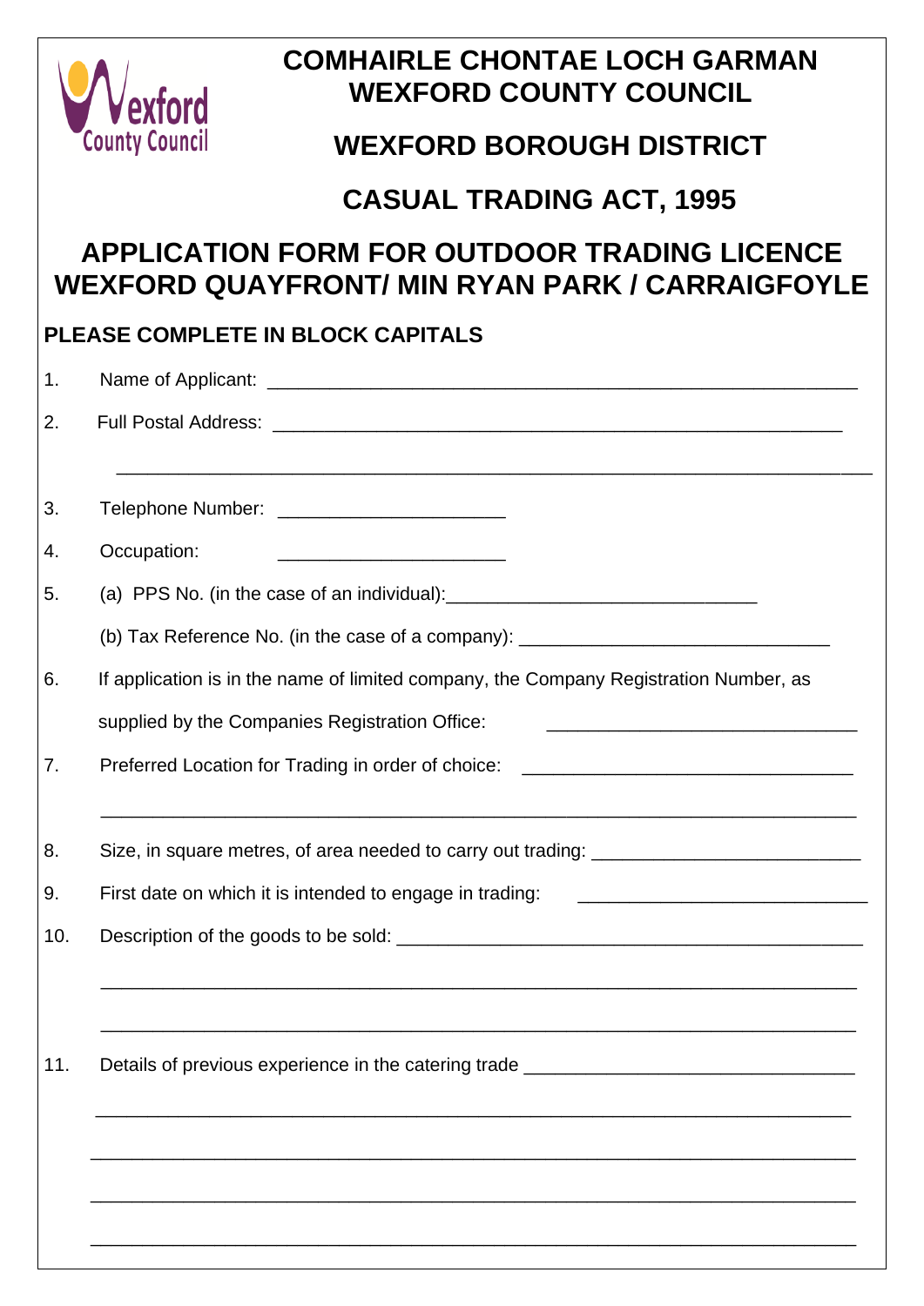# COMHAIRLE CHONTAE LOCH GARMAN
# WEXFORD COUNTY COUNCIL

## WEXFORD BOROUGH DISTRICT

## CASUAL TRADING ACT, 1995

## APPLICATION FORM FOR OUTDOOR TRADING LICENCE WEXFORD QUAYFRONT/ MIN RYAN PARK / CARRAIGFOYLE

**PLEASE COMPLETE IN BLOCK CAPITALS**

1. Name of Applicant: ____________________________________________

2. Full Postal Address: ____________________________________________

   ____________________________________________

3. Telephone Number: ____________________

4. Occupation: ____________________

5. (a) PPS No. (in the case of an individual): ________________________

   (b) Tax Reference No. (in the case of a company): ________________________

6. If application is in the name of limited company, the Company Registration Number, as supplied by the Companies Registration Office: ________________________

7. Preferred Location for Trading in order of choice: ________________________

   ____________________________________________

8. Size, in square metres, of area needed to carry out trading: ____________________

9. First date on which it is intended to engage in trading: ____________________

10. Description of the goods to be sold: ____________________________________

    ____________________________________________

    ____________________________________________

11. Details of previous experience in the catering trade ________________________

    ____________________________________________

    ____________________________________________

    ____________________________________________

    ____________________________________________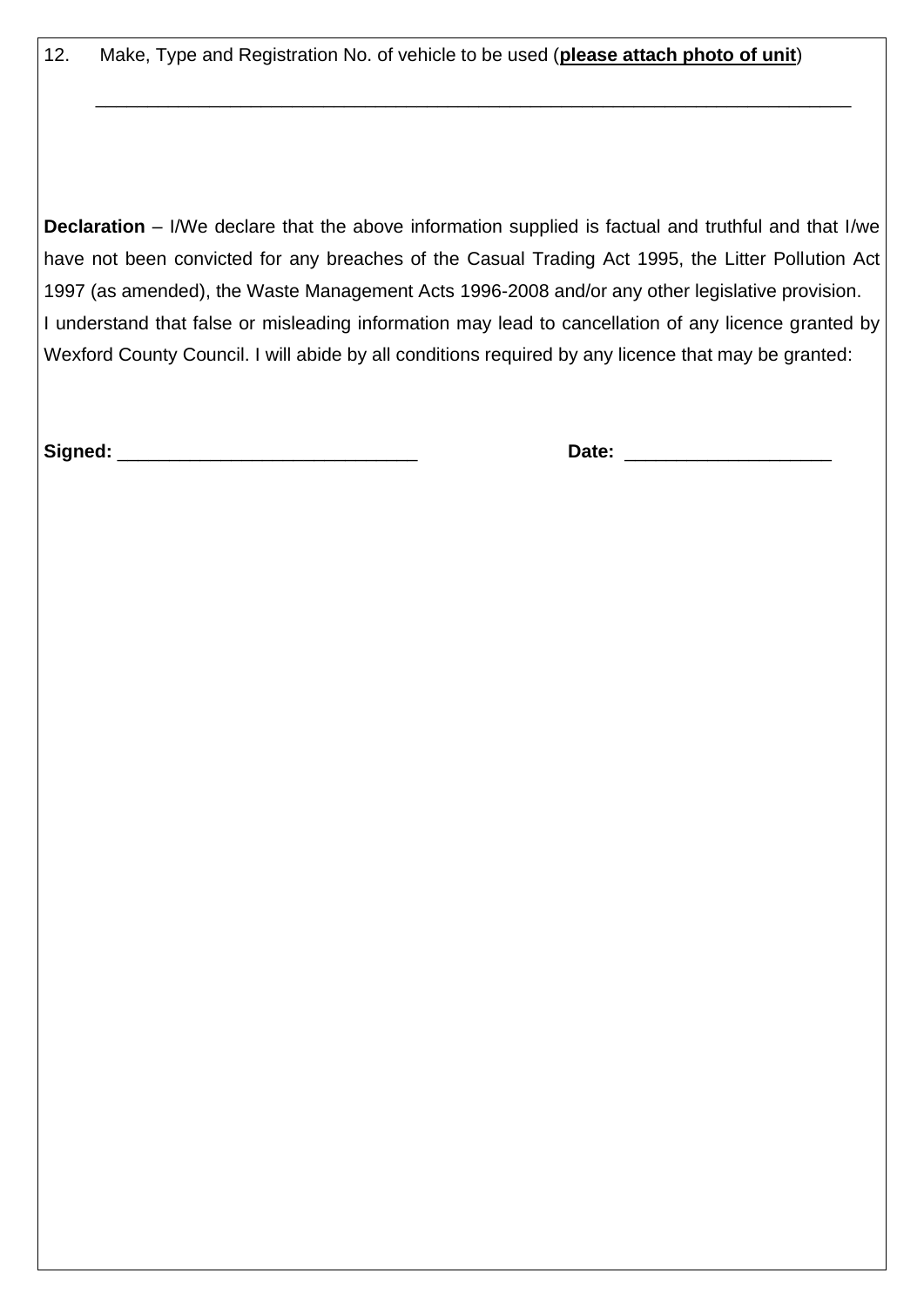12. Make, Type and Registration No. of vehicle to be used (**please attach photo of unit**)

______________________________________________________________________________

**Declaration** – I/We declare that the above information supplied is factual and truthful and that I/we have not been convicted for any breaches of the Casual Trading Act 1995, the Litter Pollution Act 1997 (as amended), the Waste Management Acts 1996-2008 and/or any other legislative provision.
I understand that false or misleading information may lead to cancellation of any licence granted by Wexford County Council. I will abide by all conditions required by any licence that may be granted:

**Signed:** ______________________________ **Date:** ____________________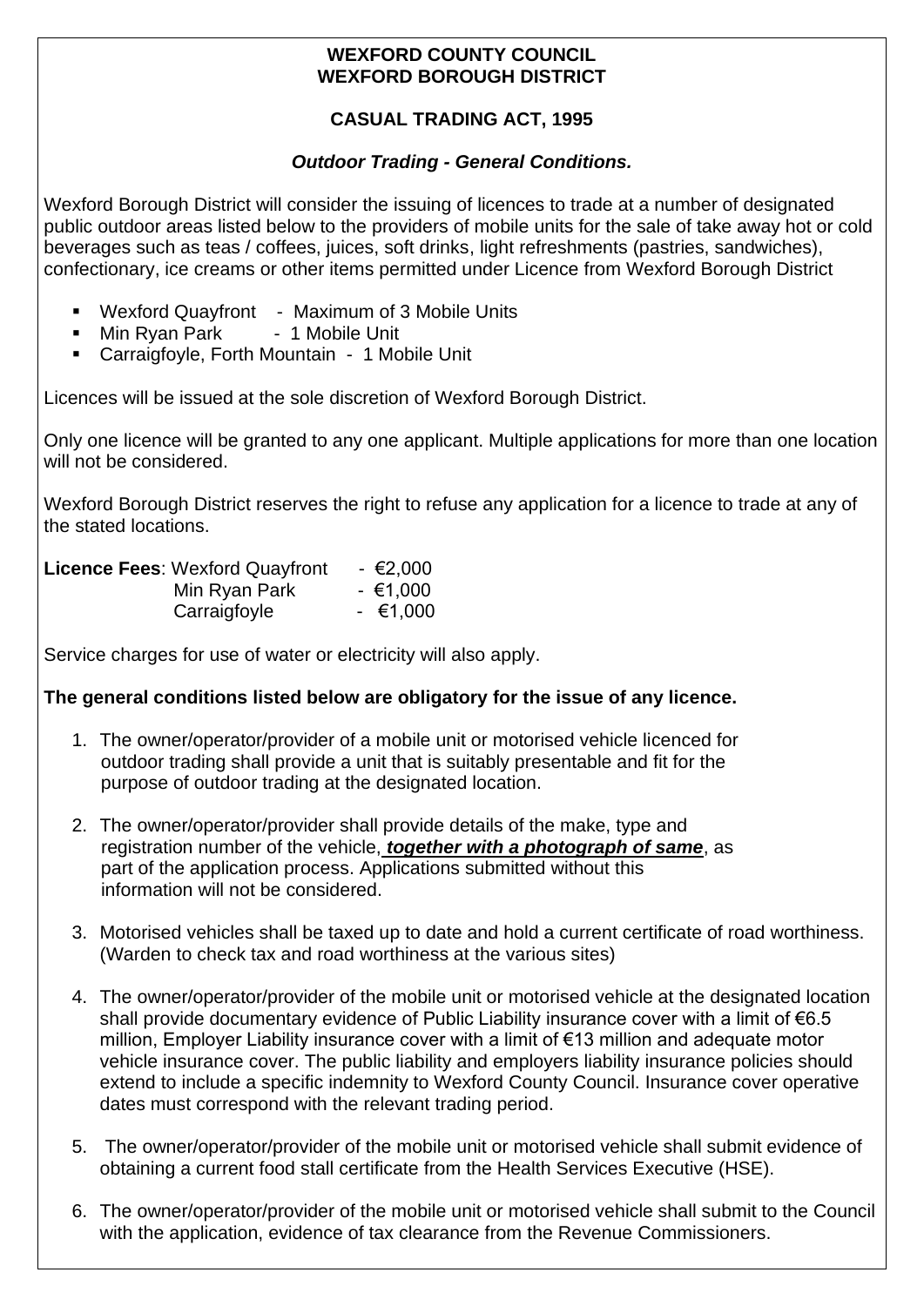**WEXFORD COUNTY COUNCIL**
**WEXFORD BOROUGH DISTRICT**

**CASUAL TRADING ACT, 1995**

***Outdoor Trading - General Conditions.***

Wexford Borough District will consider the issuing of licences to trade at a number of designated public outdoor areas listed below to the providers of mobile units for the sale of take away hot or cold beverages such as teas / coffees, juices, soft drinks, light refreshments (pastries, sandwiches), confectionary, ice creams or other items permitted under Licence from Wexford Borough District

- Wexford Quayfront - Maximum of 3 Mobile Units
- Min Ryan Park - 1 Mobile Unit
- Carraigfoyle, Forth Mountain - 1 Mobile Unit

Licences will be issued at the sole discretion of Wexford Borough District.

Only one licence will be granted to any one applicant. Multiple applications for more than one location will not be considered.

Wexford Borough District reserves the right to refuse any application for a licence to trade at any of the stated locations.

| **Licence Fees**: | |
|---|---|
| Wexford Quayfront | - €2,000 |
| Min Ryan Park | - €1,000 |
| Carraigfoyle | - €1,000 |

Service charges for use of water or electricity will also apply.

**The general conditions listed below are obligatory for the issue of any licence.**

1. The owner/operator/provider of a mobile unit or motorised vehicle licenced for outdoor trading shall provide a unit that is suitably presentable and fit for the purpose of outdoor trading at the designated location.

2. The owner/operator/provider shall provide details of the make, type and registration number of the vehicle, ***together with a photograph of same***, as part of the application process. Applications submitted without this information will not be considered.

3. Motorised vehicles shall be taxed up to date and hold a current certificate of road worthiness. (Warden to check tax and road worthiness at the various sites)

4. The owner/operator/provider of the mobile unit or motorised vehicle at the designated location shall provide documentary evidence of Public Liability insurance cover with a limit of €6.5 million, Employer Liability insurance cover with a limit of €13 million and adequate motor vehicle insurance cover. The public liability and employers liability insurance policies should extend to include a specific indemnity to Wexford County Council. Insurance cover operative dates must correspond with the relevant trading period.

5. The owner/operator/provider of the mobile unit or motorised vehicle shall submit evidence of obtaining a current food stall certificate from the Health Services Executive (HSE).

6. The owner/operator/provider of the mobile unit or motorised vehicle shall submit to the Council with the application, evidence of tax clearance from the Revenue Commissioners.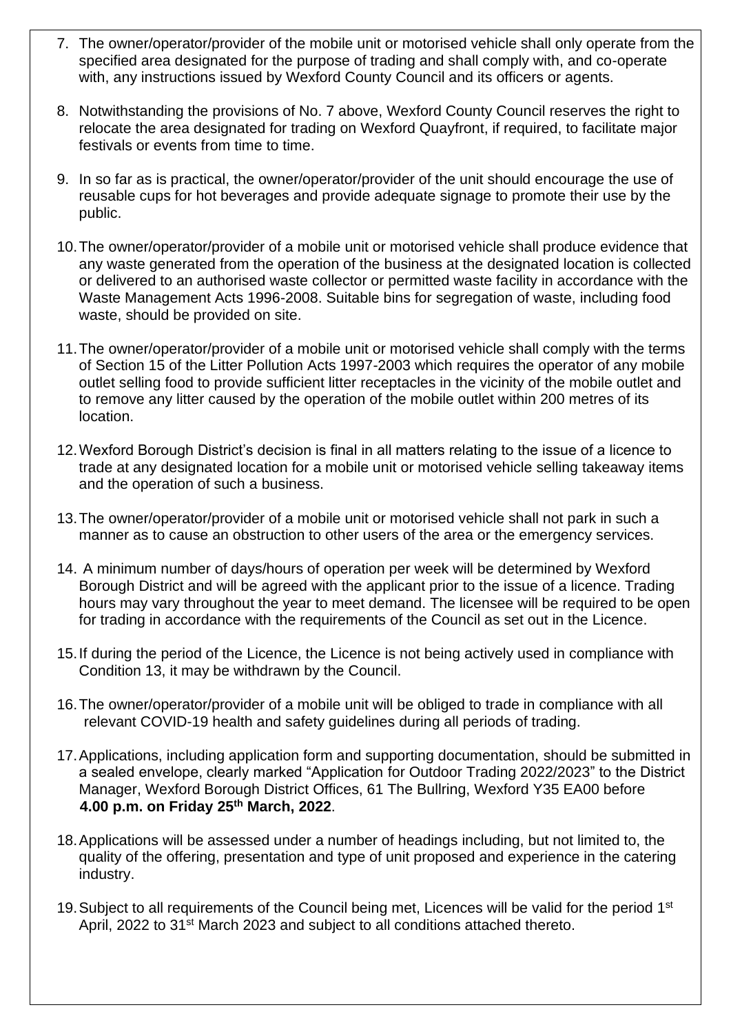7. The owner/operator/provider of the mobile unit or motorised vehicle shall only operate from the specified area designated for the purpose of trading and shall comply with, and co-operate with, any instructions issued by Wexford County Council and its officers or agents.

8. Notwithstanding the provisions of No. 7 above, Wexford County Council reserves the right to relocate the area designated for trading on Wexford Quayfront, if required, to facilitate major festivals or events from time to time.

9. In so far as is practical, the owner/operator/provider of the unit should encourage the use of reusable cups for hot beverages and provide adequate signage to promote their use by the public.

10. The owner/operator/provider of a mobile unit or motorised vehicle shall produce evidence that any waste generated from the operation of the business at the designated location is collected or delivered to an authorised waste collector or permitted waste facility in accordance with the Waste Management Acts 1996-2008. Suitable bins for segregation of waste, including food waste, should be provided on site.

11. The owner/operator/provider of a mobile unit or motorised vehicle shall comply with the terms of Section 15 of the Litter Pollution Acts 1997-2003 which requires the operator of any mobile outlet selling food to provide sufficient litter receptacles in the vicinity of the mobile outlet and to remove any litter caused by the operation of the mobile outlet within 200 metres of its location.

12. Wexford Borough District's decision is final in all matters relating to the issue of a licence to trade at any designated location for a mobile unit or motorised vehicle selling takeaway items and the operation of such a business.

13. The owner/operator/provider of a mobile unit or motorised vehicle shall not park in such a manner as to cause an obstruction to other users of the area or the emergency services.

14. A minimum number of days/hours of operation per week will be determined by Wexford Borough District and will be agreed with the applicant prior to the issue of a licence. Trading hours may vary throughout the year to meet demand. The licensee will be required to be open for trading in accordance with the requirements of the Council as set out in the Licence.

15. If during the period of the Licence, the Licence is not being actively used in compliance with Condition 13, it may be withdrawn by the Council.

16. The owner/operator/provider of a mobile unit will be obliged to trade in compliance with all relevant COVID-19 health and safety guidelines during all periods of trading.

17. Applications, including application form and supporting documentation, should be submitted in a sealed envelope, clearly marked "Application for Outdoor Trading 2022/2023" to the District Manager, Wexford Borough District Offices, 61 The Bullring, Wexford Y35 EA00 before **4.00 p.m. on Friday 25th March, 2022**.

18. Applications will be assessed under a number of headings including, but not limited to, the quality of the offering, presentation and type of unit proposed and experience in the catering industry.

19. Subject to all requirements of the Council being met, Licences will be valid for the period 1st April, 2022 to 31st March 2023 and subject to all conditions attached thereto.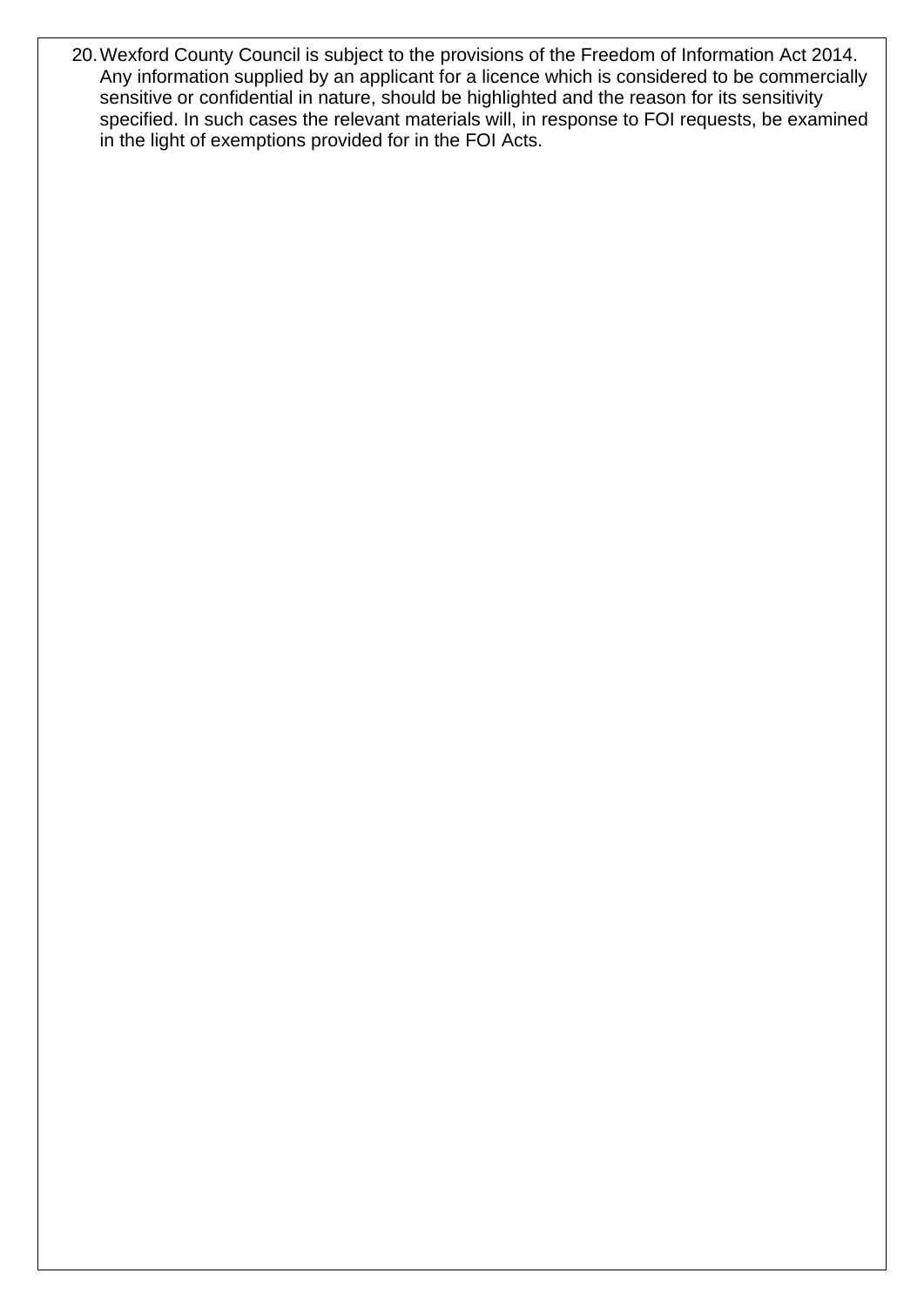20. Wexford County Council is subject to the provisions of the Freedom of Information Act 2014. Any information supplied by an applicant for a licence which is considered to be commercially sensitive or confidential in nature, should be highlighted and the reason for its sensitivity specified. In such cases the relevant materials will, in response to FOI requests, be examined in the light of exemptions provided for in the FOI Acts.